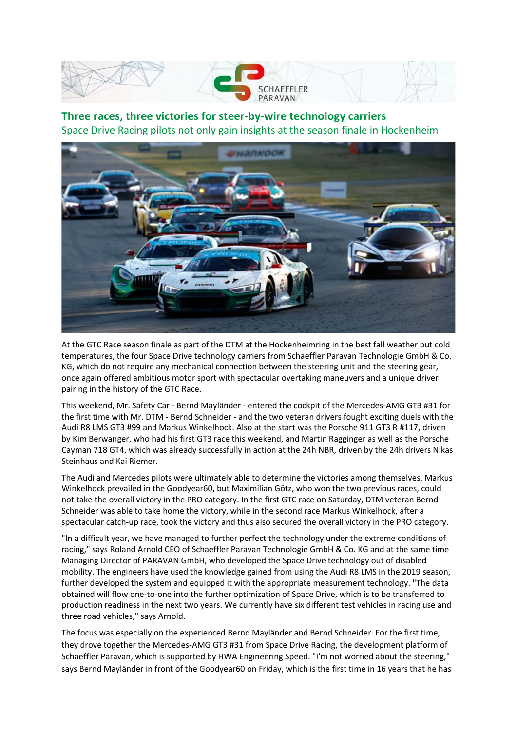# Three races, three victories for steer-by-wire technology carriers

## Space Drive Racing pilots not only gain insights at the season finale in Hockenheim

At the GTC Race season finale as part of the DTM at the Hockenheimring in the best fall weather but cold temperatures, the four Space Drive technology carriers from Schaeffler Paravan Technologie GmbH & Co. KG, which do not require any mechanical connection between the steering unit and the steering gear, once again offered ambitious motor sport with spectacular overtaking maneuvers and a unique driver pairing in the history of the GTC Race.

This weekend, Mr. Safety Car - Bernd Mayländer - entered the cockpit of the Mercedes-AMG GT3 #31 for the first time with Mr. DTM - Bernd Schneider - and the two veteran drivers fought exciting duels with the Audi R8 LMS GT3 #99 and Markus Winkelhock. Also at the start was the Porsche 911 GT3 R #117, driven by Kim Berwanger, who had his first GT3 race this weekend, and Martin Ragginger as well as the Porsche Cayman 718 GT4, which was already successfully in action at the 24h NBR, driven by the 24h drivers Nikas Steinhaus and Kai Riemer.

The Audi and Mercedes pilots were ultimately able to determine the victories among themselves. Markus Winkelhock prevailed in the Goodyear60, but Maximilian Götz, who won the two previous races, could not take the overall victory in the PRO category. In the first GTC race on Saturday, DTM veteran Bernd Schneider was able to take home the victory, while in the second race Markus Winkelhock, after a spectacular catch-up race, took the victory and thus also secured the overall victory in the PRO category.

"In a difficult year, we have managed to further perfect the technology under the extreme conditions of racing," says Roland Arnold CEO of Schaeffler Paravan Technologie GmbH & Co. KG and at the same time Managing Director of PARAVAN GmbH, who developed the Space Drive technology out of disabled mobility. The engineers have used the knowledge gained from using the Audi R8 LMS in the 2019 season, further developed the system and equipped it with the appropriate measurement technology. "The data obtained will flow one-to-one into the further optimization of Space Drive, which is to be transferred to production readiness in the next two years. We currently have six different test vehicles in racing use and three road vehicles," says Arnold.

The focus was especially on the experienced Bernd Mayländer and Bernd Schneider. For the first time, they drove together the Mercedes-AMG GT3 #31 from Space Drive Racing, the development platform of Schaeffler Paravan, which is supported by HWA Engineering Speed. "I'm not worried about the steering," says Bernd Mayländer in front of the Goodyear60 on Friday, which is the first time in 16 years that he has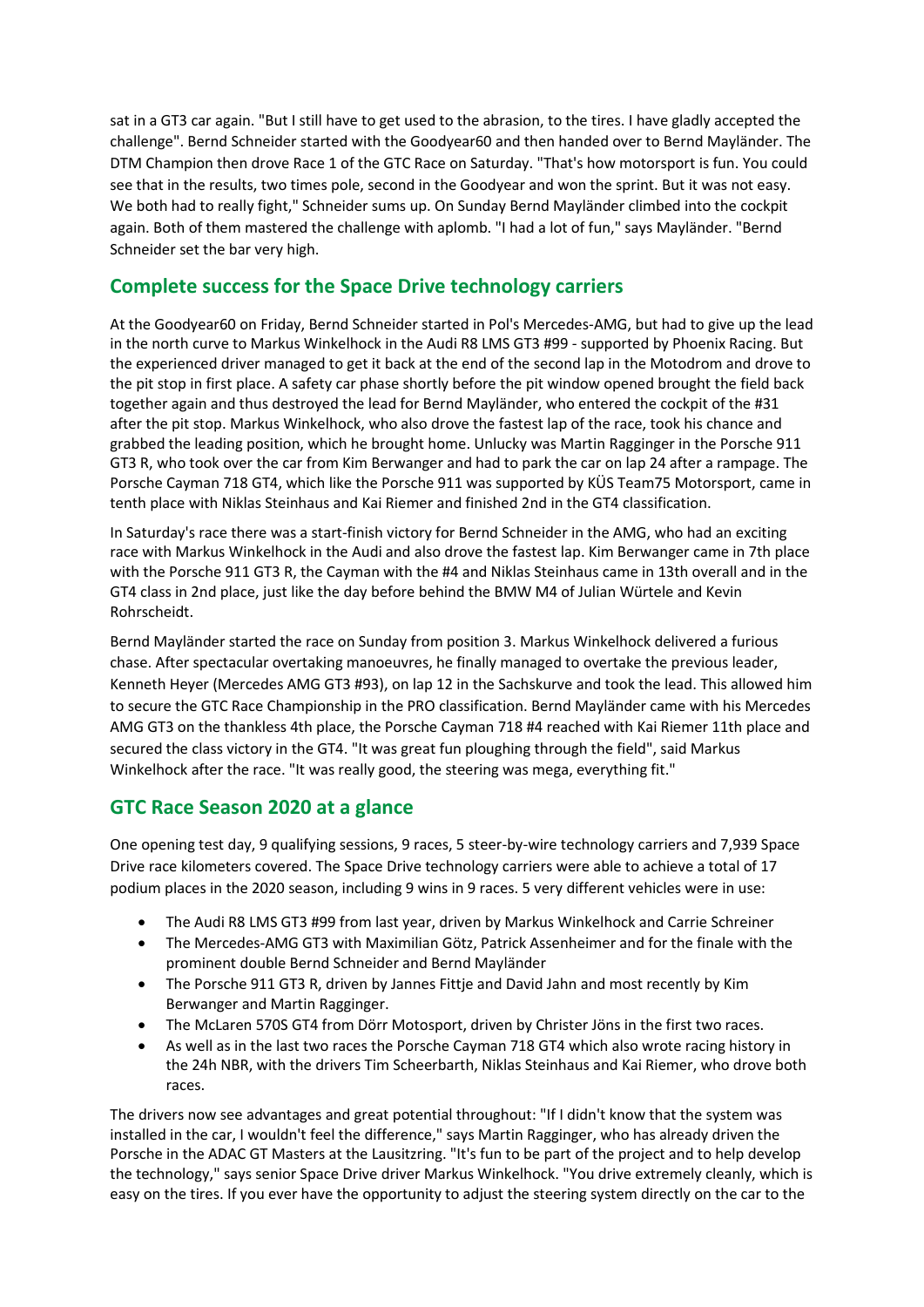sat in a GT3 car again. "But I still have to get used to the abrasion, to the tires. I have gladly accepted the challenge". Bernd Schneider started with the Goodyear60 and then handed over to Bernd Mayländer. The DTM Champion then drove Race 1 of the GTC Race on Saturday. "That's how motorsport is fun. You could see that in the results, two times pole, second in the Goodyear and won the sprint. But it was not easy. We both had to really fight," Schneider sums up. On Sunday Bernd Mayländer climbed into the cockpit again. Both of them mastered the challenge with aplomb. "I had a lot of fun," says Mayländer. "Bernd Schneider set the bar very high.

## Complete success for the Space Drive technology carriers

At the Goodyear60 on Friday, Bernd Schneider started in Pol's Mercedes-AMG, but had to give up the lead in the north curve to Markus Winkelhock in the Audi R8 LMS GT3 #99 - supported by Phoenix Racing. But the experienced driver managed to get it back at the end of the second lap in the Motodrom and drove to the pit stop in first place. A safety car phase shortly before the pit window opened brought the field back together again and thus destroyed the lead for Bernd Mayländer, who entered the cockpit of the #31 after the pit stop. Markus Winkelhock, who also drove the fastest lap of the race, took his chance and grabbed the leading position, which he brought home. Unlucky was Martin Ragginger in the Porsche 911 GT3 R, who took over the car from Kim Berwanger and had to park the car on lap 24 after a rampage. The Porsche Cayman 718 GT4, which like the Porsche 911 was supported by KÜS Team75 Motorsport, came in tenth place with Niklas Steinhaus and Kai Riemer and finished 2nd in the GT4 classification.

In Saturday's race there was a start-finish victory for Bernd Schneider in the AMG, who had an exciting race with Markus Winkelhock in the Audi and also drove the fastest lap. Kim Berwanger came in 7th place with the Porsche 911 GT3 R, the Cayman with the #4 and Niklas Steinhaus came in 13th overall and in the GT4 class in 2nd place, just like the day before behind the BMW M4 of Julian Würtele and Kevin Rohrscheidt.

Bernd Mayländer started the race on Sunday from position 3. Markus Winkelhock delivered a furious chase. After spectacular overtaking manoeuvres, he finally managed to overtake the previous leader, Kenneth Heyer (Mercedes AMG GT3 #93), on lap 12 in the Sachskurve and took the lead. This allowed him to secure the GTC Race Championship in the PRO classification. Bernd Mayländer came with his Mercedes AMG GT3 on the thankless 4th place, the Porsche Cayman 718 #4 reached with Kai Riemer 11th place and secured the class victory in the GT4. "It was great fun ploughing through the field", said Markus Winkelhock after the race. "It was really good, the steering was mega, everything fit."

## GTC Race Season 2020 at a glance

One opening test day, 9 qualifying sessions, 9 races, 5 steer-by-wire technology carriers and 7,939 Space Drive race kilometers covered. The Space Drive technology carriers were able to achieve a total of 17 podium places in the 2020 season, including 9 wins in 9 races. 5 very different vehicles were in use:

- The Audi R8 LMS GT3 #99 from last year, driven by Markus Winkelhock and Carrie Schreiner
- The Mercedes-AMG GT3 with Maximilian Götz, Patrick Assenheimer and for the finale with the prominent double Bernd Schneider and Bernd Mayländer
- The Porsche 911 GT3 R, driven by Jannes Fittje and David Jahn and most recently by Kim Berwanger and Martin Ragginger.
- The McLaren 570S GT4 from Dörr Motosport, driven by Christer Jöns in the first two races.
- As well as in the last two races the Porsche Cayman 718 GT4 which also wrote racing history in the 24h NBR, with the drivers Tim Scheerbarth, Niklas Steinhaus and Kai Riemer, who drove both races.

The drivers now see advantages and great potential throughout: "If I didn't know that the system was installed in the car, I wouldn't feel the difference," says Martin Ragginger, who has already driven the Porsche in the ADAC GT Masters at the Lausitzring. "It's fun to be part of the project and to help develop the technology," says senior Space Drive driver Markus Winkelhock. "You drive extremely cleanly, which is easy on the tires. If you ever have the opportunity to adjust the steering system directly on the car to the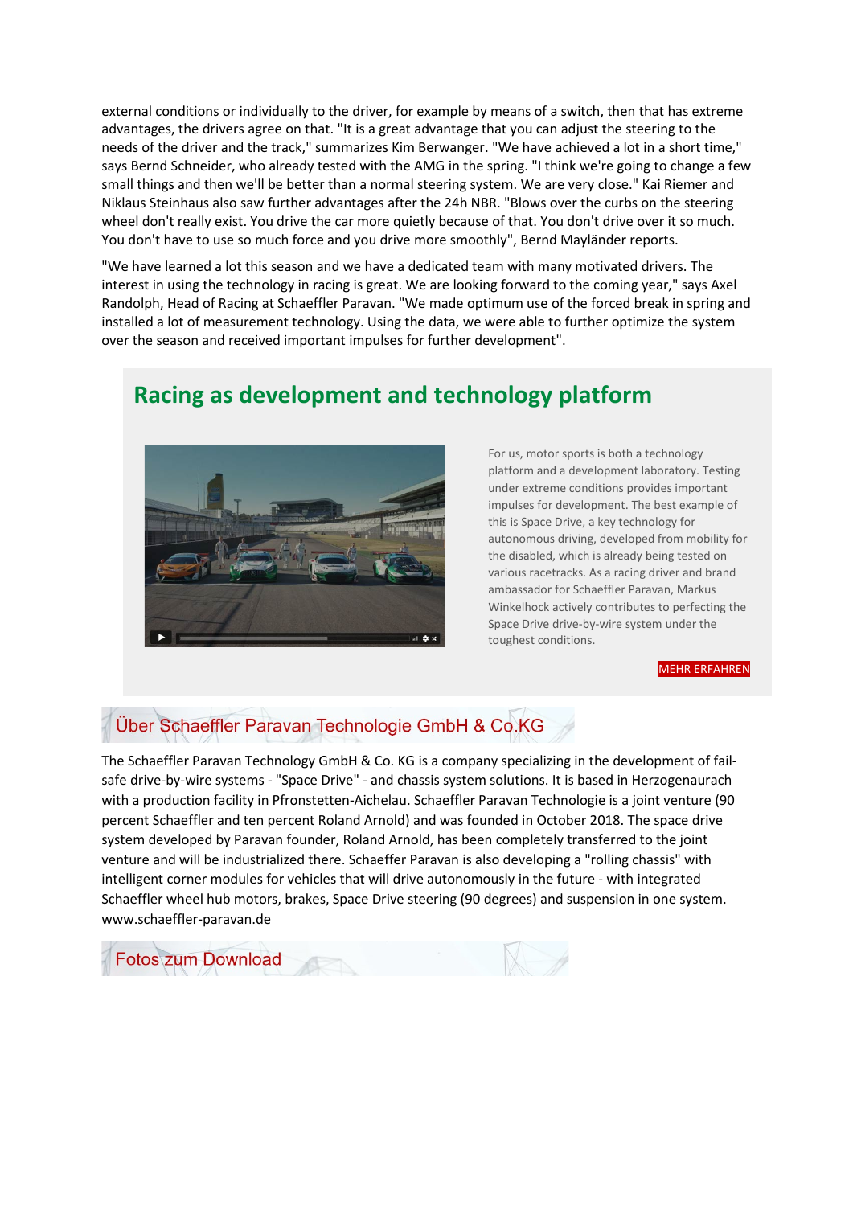external conditions or individually to the driver, for example by means of a switch, then that has extreme advantages, the drivers agree on that. "It is a great advantage that you can adjust the steering to the needs of the driver and the track," summarizes Kim Berwanger. "We have achieved a lot in a short time," says Bernd Schneider, who already tested with the AMG in the spring. "I think we're going to change a few small things and then we'll be better than a normal steering system. We are very close." Kai Riemer and Niklaus Steinhaus also saw further advantages after the 24h NBR. "Blows over the curbs on the steering wheel don't really exist. You drive the car more quietly because of that. You don't drive over it so much. You don't have to use so much force and you drive more smoothly", Bernd Mayländer reports.

"We have learned a lot this season and we have a dedicated team with many motivated drivers. The interest in using the technology in racing is great. We are looking forward to the coming year," says Axel Randolph, Head of Racing at Schaeffler Paravan. "We made optimum use of the forced break in spring and installed a lot of measurement technology. Using the data, we were able to further optimize the system over the season and received important impulses for further development".

## Racing as development and technology platform

For us, motor sports is both a technology platform and a development laboratory. Testing under extreme conditions provides important impulses for development. The best example of this is Space Drive, a key technology for autonomous driving, developed from mobility for the disabled, which is already being tested on various racetracks. As a racing driver and brand ambassador for Schaeffler Paravan, Markus Winkelhock actively contributes to perfecting the Space Drive drive-by-wire system under the toughest conditions.

MEHR ERFAHREN

## Über Schaeffler Paravan Technologie GmbH & Co.KG

The Schaeffler Paravan Technology GmbH & Co. KG is a company specializing in the development of fail-safe drive-by-wire systems - "Space Drive" - and chassis system solutions. It is based in Herzogenaurach with a production facility in Pfronstetten-Aichelau. Schaeffler Paravan Technologie is a joint venture (90 percent Schaeffler and ten percent Roland Arnold) and was founded in October 2018. The space drive system developed by Paravan founder, Roland Arnold, has been completely transferred to the joint venture and will be industrialized there. Schaeffer Paravan is also developing a "rolling chassis" with intelligent corner modules for vehicles that will drive autonomously in the future - with integrated Schaeffler wheel hub motors, brakes, Space Drive steering (90 degrees) and suspension in one system. www.schaeffler-paravan.de

## Fotos zum Download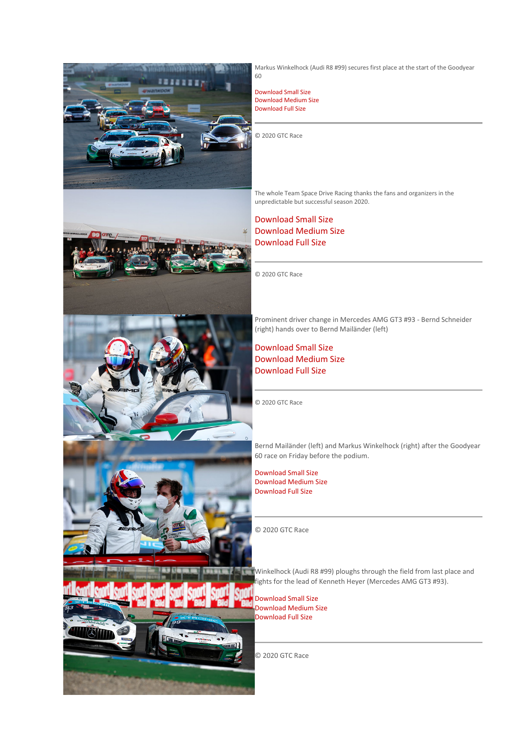Markus Winkelhock (Audi R8 #99) secures first place at the start of the Goodyear 60

Download Small Size
Download Medium Size
Download Full Size

---

© 2020 GTC Race

The whole Team Space Drive Racing thanks the fans and organizers in the unpredictable but successful season 2020.

Download Small Size
Download Medium Size
Download Full Size

---

© 2020 GTC Race

Prominent driver change in Mercedes AMG GT3 #93 - Bernd Schneider (right) hands over to Bernd Mailänder (left)

Download Small Size
Download Medium Size
Download Full Size

---

© 2020 GTC Race

Bernd Mailänder (left) and Markus Winkelhock (right) after the Goodyear 60 race on Friday before the podium.

Download Small Size
Download Medium Size
Download Full Size

---

© 2020 GTC Race

Winkelhock (Audi R8 #99) ploughs through the field from last place and fights for the lead of Kenneth Heyer (Mercedes AMG GT3 #93).

Download Small Size
Download Medium Size
Download Full Size

---

© 2020 GTC Race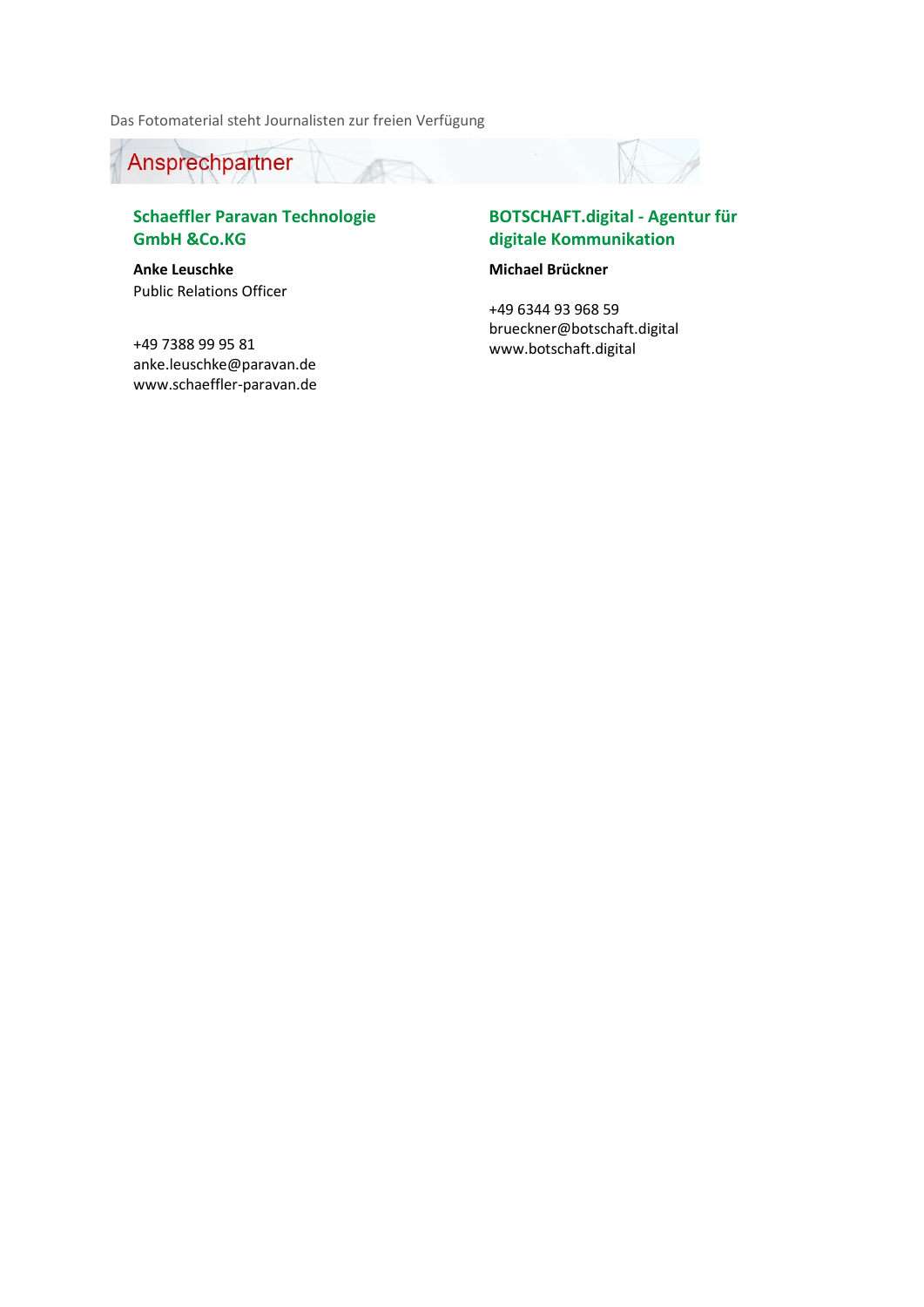Das Fotomaterial steht Journalisten zur freien Verfügung

## Ansprechpartner

### Schaeffler Paravan Technologie GmbH &Co.KG

**Anke Leuschke**
Public Relations Officer

+49 7388 99 95 81
anke.leuschke@paravan.de
www.schaeffler-paravan.de

### BOTSCHAFT.digital - Agentur für digitale Kommunikation

**Michael Brückner**

+49 6344 93 968 59
brueckner@botschaft.digital
www.botschaft.digital